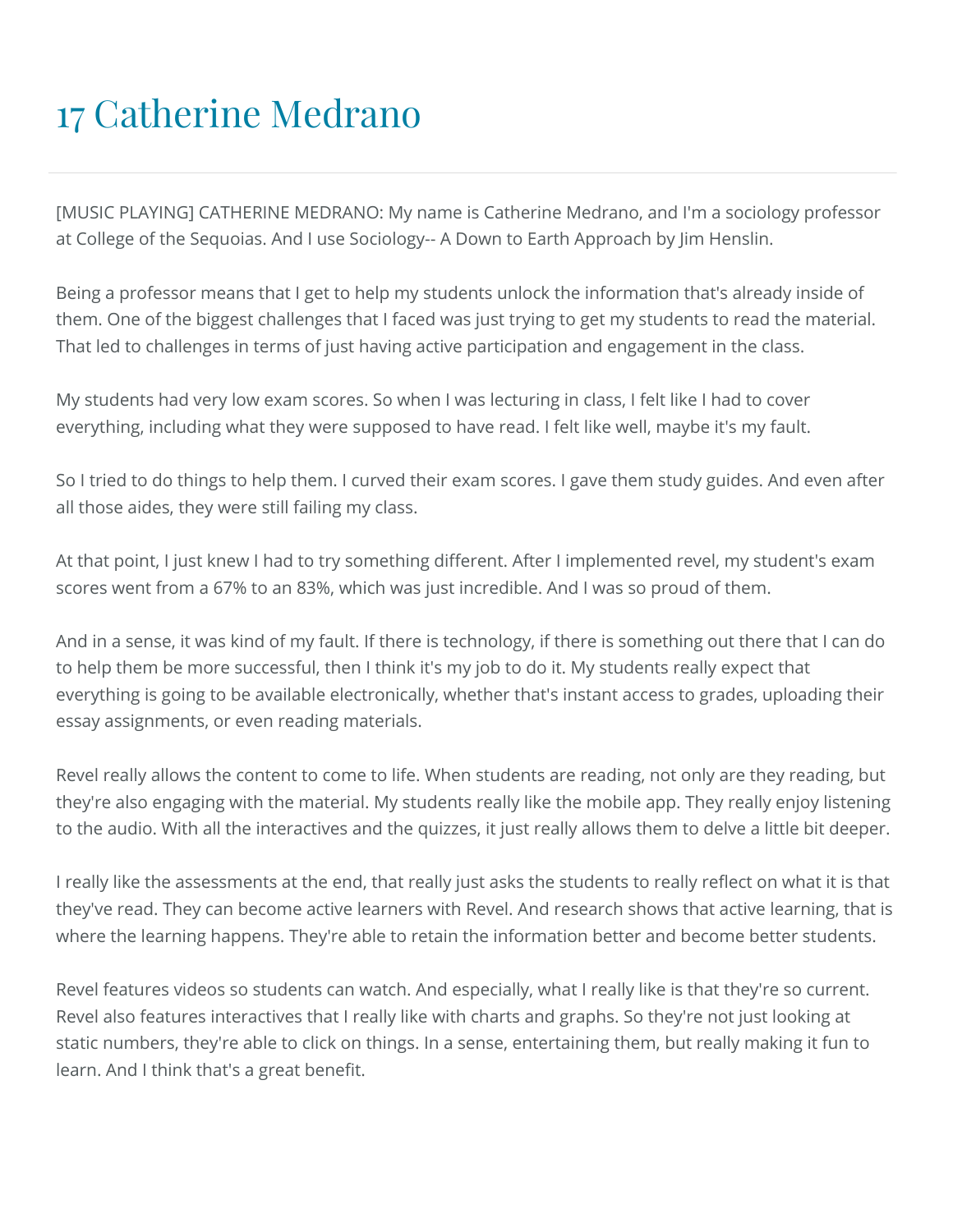# 17 Catherine Medrano

[MUSIC PLAYING] CATHERINE MEDRANO: My name is Catherine Medrano, and I'm a sociology professor at College of the Sequoias. And I use Sociology-- A Down to Earth Approach by Jim Henslin.

Being a professor means that I get to help my students unlock the information that's already inside of them. One of the biggest challenges that I faced was just trying to get my students to read the material. That led to challenges in terms of just having active participation and engagement in the class.

My students had very low exam scores. So when I was lecturing in class, I felt like I had to cover everything, including what they were supposed to have read. I felt like well, maybe it's my fault.

So I tried to do things to help them. I curved their exam scores. I gave them study guides. And even after all those aides, they were still failing my class.

At that point, I just knew I had to try something different. After I implemented revel, my student's exam scores went from a 67% to an 83%, which was just incredible. And I was so proud of them.

And in a sense, it was kind of my fault. If there is technology, if there is something out there that I can do to help them be more successful, then I think it's my job to do it. My students really expect that everything is going to be available electronically, whether that's instant access to grades, uploading their essay assignments, or even reading materials.

Revel really allows the content to come to life. When students are reading, not only are they reading, but they're also engaging with the material. My students really like the mobile app. They really enjoy listening to the audio. With all the interactives and the quizzes, it just really allows them to delve a little bit deeper.

I really like the assessments at the end, that really just asks the students to really reflect on what it is that they've read. They can become active learners with Revel. And research shows that active learning, that is where the learning happens. They're able to retain the information better and become better students.

Revel features videos so students can watch. And especially, what I really like is that they're so current. Revel also features interactives that I really like with charts and graphs. So they're not just looking at static numbers, they're able to click on things. In a sense, entertaining them, but really making it fun to learn. And I think that's a great benefit.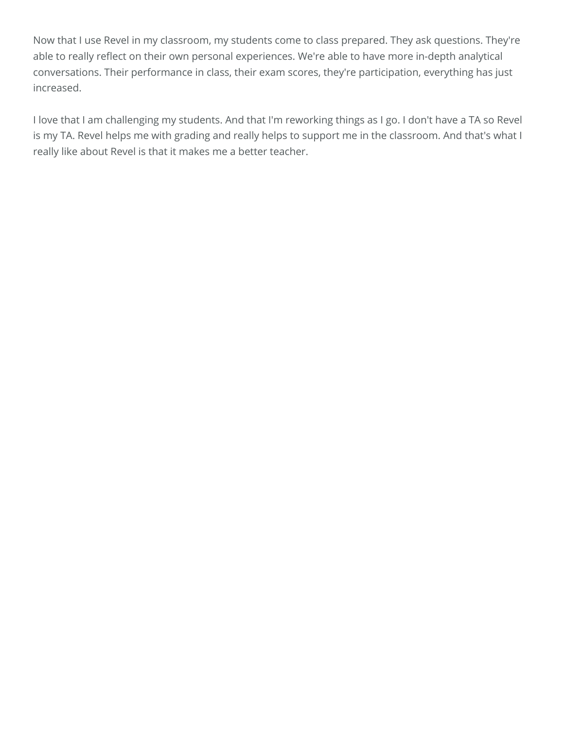Now that I use Revel in my classroom, my students come to class prepared. They ask questions. They're able to really reflect on their own personal experiences. We're able to have more in-depth analytical conversations. Their performance in class, their exam scores, they're participation, everything has just increased.

I love that I am challenging my students. And that I'm reworking things as I go. I don't have a TA so Revel is my TA. Revel helps me with grading and really helps to support me in the classroom. And that's what I really like about Revel is that it makes me a better teacher.